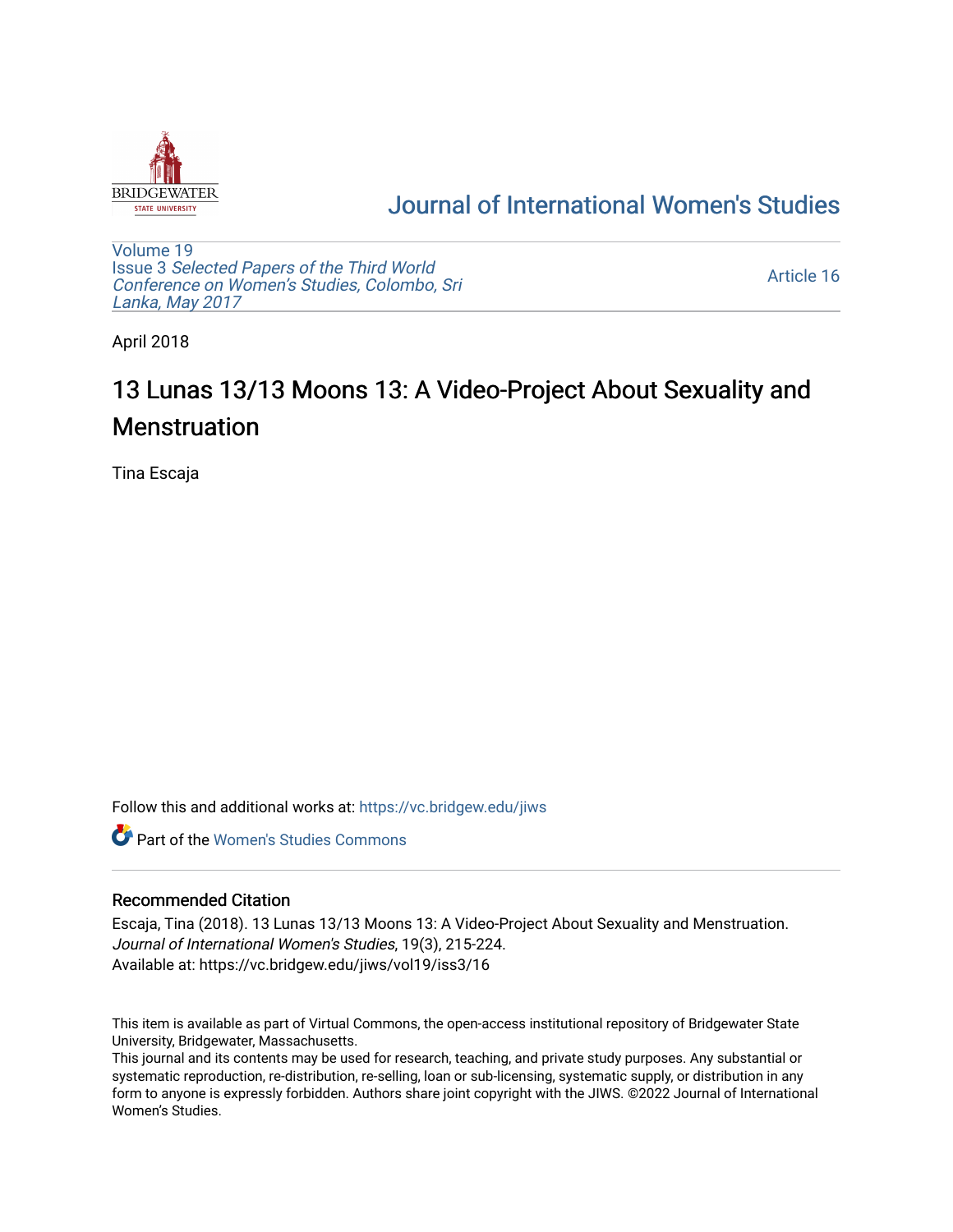Journal of International Women's Studies

Volume 19
Issue 3 *Selected Papers of the Third World Conference on Women's Studies, Colombo, Sri Lanka, May 2017*

Article 16

April 2018

# 13 Lunas 13/13 Moons 13: A Video-Project About Sexuality and Menstruation

Tina Escaja

Follow this and additional works at: https://vc.bridgew.edu/jiws

Part of the Women's Studies Commons

## Recommended Citation

Escaja, Tina (2018). 13 Lunas 13/13 Moons 13: A Video-Project About Sexuality and Menstruation. *Journal of International Women's Studies*, 19(3), 215-224.
Available at: https://vc.bridgew.edu/jiws/vol19/iss3/16

This item is available as part of Virtual Commons, the open-access institutional repository of Bridgewater State University, Bridgewater, Massachusetts.
This journal and its contents may be used for research, teaching, and private study purposes. Any substantial or systematic reproduction, re-distribution, re-selling, loan or sub-licensing, systematic supply, or distribution in any form to anyone is expressly forbidden. Authors share joint copyright with the JIWS. ©2022 Journal of International Women's Studies.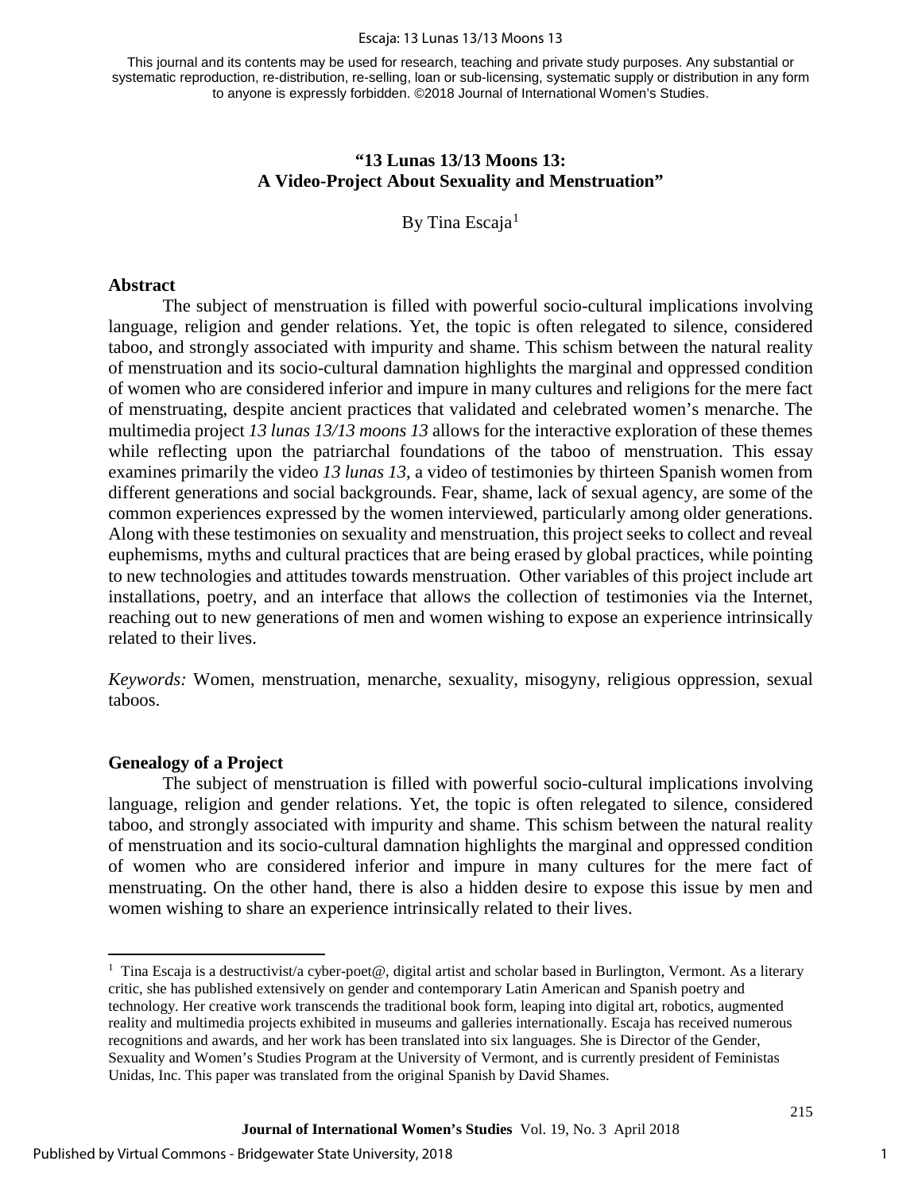This journal and its contents may be used for research, teaching and private study purposes. Any substantial or systematic reproduction, re-distribution, re-selling, loan or sub-licensing, systematic supply or distribution in any form to anyone is expressly forbidden. ©2018 Journal of International Women's Studies.

# "13 Lunas 13/13 Moons 13: A Video-Project About Sexuality and Menstruation"

By Tina Escaja[1]

## Abstract

The subject of menstruation is filled with powerful socio-cultural implications involving language, religion and gender relations. Yet, the topic is often relegated to silence, considered taboo, and strongly associated with impurity and shame. This schism between the natural reality of menstruation and its socio-cultural damnation highlights the marginal and oppressed condition of women who are considered inferior and impure in many cultures and religions for the mere fact of menstruating, despite ancient practices that validated and celebrated women's menarche. The multimedia project *13 lunas 13/13 moons 13* allows for the interactive exploration of these themes while reflecting upon the patriarchal foundations of the taboo of menstruation. This essay examines primarily the video *13 lunas 13*, a video of testimonies by thirteen Spanish women from different generations and social backgrounds. Fear, shame, lack of sexual agency, are some of the common experiences expressed by the women interviewed, particularly among older generations. Along with these testimonies on sexuality and menstruation, this project seeks to collect and reveal euphemisms, myths and cultural practices that are being erased by global practices, while pointing to new technologies and attitudes towards menstruation. Other variables of this project include art installations, poetry, and an interface that allows the collection of testimonies via the Internet, reaching out to new generations of men and women wishing to expose an experience intrinsically related to their lives.

*Keywords:* Women, menstruation, menarche, sexuality, misogyny, religious oppression, sexual taboos.

## Genealogy of a Project

The subject of menstruation is filled with powerful socio-cultural implications involving language, religion and gender relations. Yet, the topic is often relegated to silence, considered taboo, and strongly associated with impurity and shame. This schism between the natural reality of menstruation and its socio-cultural damnation highlights the marginal and oppressed condition of women who are considered inferior and impure in many cultures for the mere fact of menstruating. On the other hand, there is also a hidden desire to expose this issue by men and women wishing to share an experience intrinsically related to their lives.

[1] Tina Escaja is a destructivist/a cyber-poet@, digital artist and scholar based in Burlington, Vermont. As a literary critic, she has published extensively on gender and contemporary Latin American and Spanish poetry and technology. Her creative work transcends the traditional book form, leaping into digital art, robotics, augmented reality and multimedia projects exhibited in museums and galleries internationally. Escaja has received numerous recognitions and awards, and her work has been translated into six languages. She is Director of the Gender, Sexuality and Women's Studies Program at the University of Vermont, and is currently president of Feministas Unidas, Inc. This paper was translated from the original Spanish by David Shames.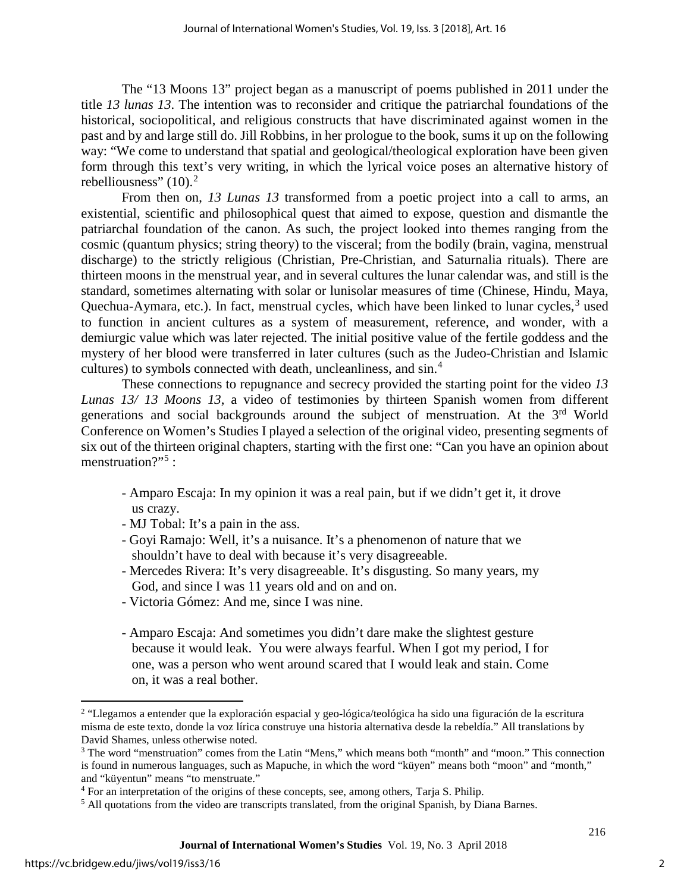The "13 Moons 13" project began as a manuscript of poems published in 2011 under the title *13 lunas 13*. The intention was to reconsider and critique the patriarchal foundations of the historical, sociopolitical, and religious constructs that have discriminated against women in the past and by and large still do. Jill Robbins, in her prologue to the book, sums it up on the following way: "We come to understand that spatial and geological/theological exploration have been given form through this text's very writing, in which the lyrical voice poses an alternative history of rebelliousness" (10).[2]

From then on, *13 Lunas 13* transformed from a poetic project into a call to arms, an existential, scientific and philosophical quest that aimed to expose, question and dismantle the patriarchal foundation of the canon. As such, the project looked into themes ranging from the cosmic (quantum physics; string theory) to the visceral; from the bodily (brain, vagina, menstrual discharge) to the strictly religious (Christian, Pre-Christian, and Saturnalia rituals). There are thirteen moons in the menstrual year, and in several cultures the lunar calendar was, and still is the standard, sometimes alternating with solar or lunisolar measures of time (Chinese, Hindu, Maya, Quechua-Aymara, etc.). In fact, menstrual cycles, which have been linked to lunar cycles,[3] used to function in ancient cultures as a system of measurement, reference, and wonder, with a demiurgic value which was later rejected. The initial positive value of the fertile goddess and the mystery of her blood were transferred in later cultures (such as the Judeo-Christian and Islamic cultures) to symbols connected with death, uncleanliness, and sin.[4]

These connections to repugnance and secrecy provided the starting point for the video *13 Lunas 13/ 13 Moons 13*, a video of testimonies by thirteen Spanish women from different generations and social backgrounds around the subject of menstruation. At the 3rd World Conference on Women's Studies I played a selection of the original video, presenting segments of six out of the thirteen original chapters, starting with the first one: "Can you have an opinion about menstruation?"[5] :

- Amparo Escaja: In my opinion it was a real pain, but if we didn't get it, it drove us crazy.
- MJ Tobal: It's a pain in the ass.
- Goyi Ramajo: Well, it's a nuisance. It's a phenomenon of nature that we shouldn't have to deal with because it's very disagreeable.
- Mercedes Rivera: It's very disagreeable. It's disgusting. So many years, my God, and since I was 11 years old and on and on.
- Victoria Gómez: And me, since I was nine.

- Amparo Escaja: And sometimes you didn't dare make the slightest gesture because it would leak. You were always fearful. When I got my period, I for one, was a person who went around scared that I would leak and stain. Come on, it was a real bother.

---

[2] "Llegamos a entender que la exploración espacial y geo-lógica/teológica ha sido una figuración de la escritura misma de este texto, donde la voz lírica construye una historia alternativa desde la rebeldía." All translations by David Shames, unless otherwise noted.

[3] The word "menstruation" comes from the Latin "Mens," which means both "month" and "moon." This connection is found in numerous languages, such as Mapuche, in which the word "küyen" means both "moon" and "month," and "küyentun" means "to menstruate."

[4] For an interpretation of the origins of these concepts, see, among others, Tarja S. Philip.

[5] All quotations from the video are transcripts translated, from the original Spanish, by Diana Barnes.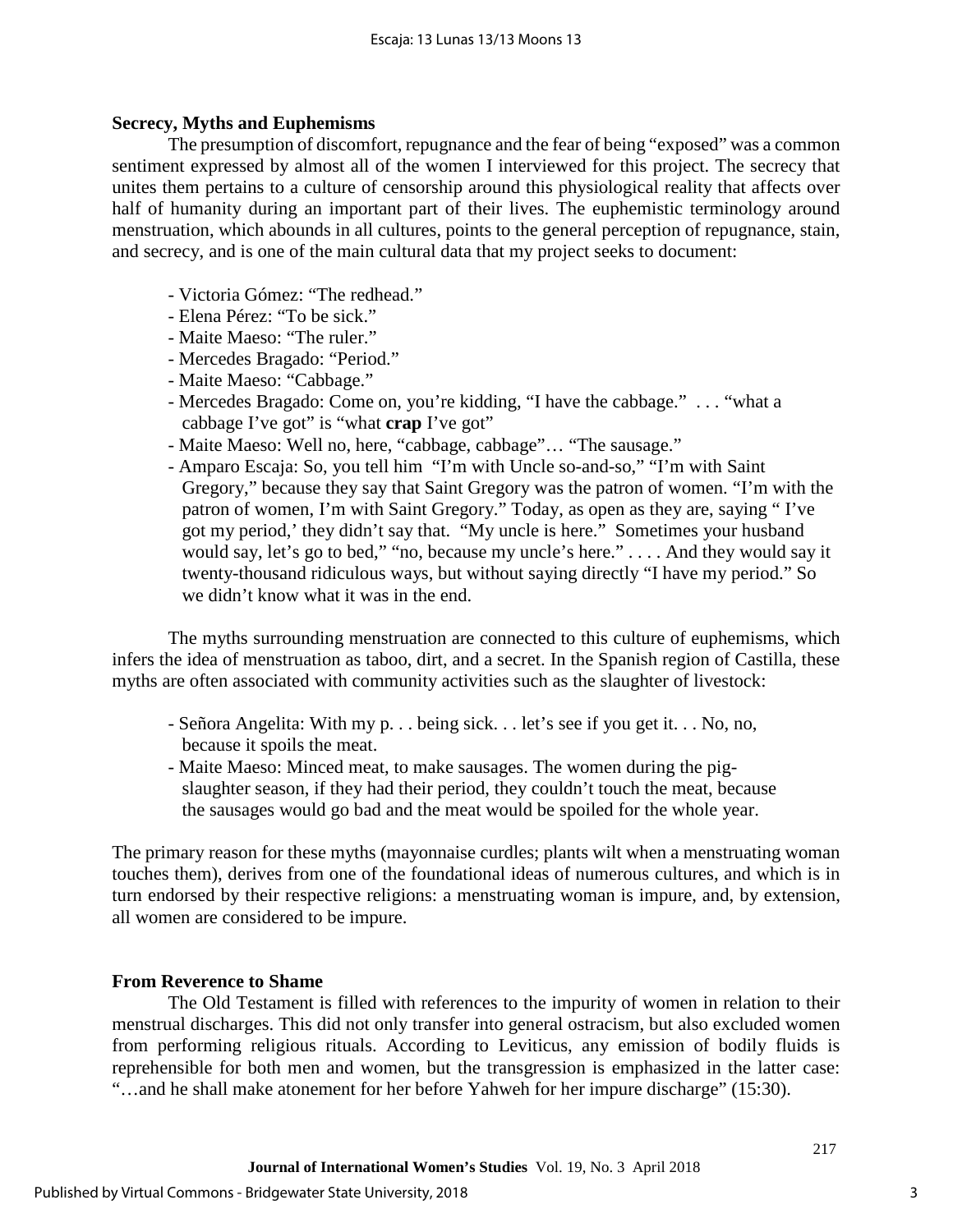## Secrecy, Myths and Euphemisms

The presumption of discomfort, repugnance and the fear of being "exposed" was a common sentiment expressed by almost all of the women I interviewed for this project. The secrecy that unites them pertains to a culture of censorship around this physiological reality that affects over half of humanity during an important part of their lives. The euphemistic terminology around menstruation, which abounds in all cultures, points to the general perception of repugnance, stain, and secrecy, and is one of the main cultural data that my project seeks to document:

- Victoria Gómez: "The redhead."
- Elena Pérez: "To be sick."
- Maite Maeso: "The ruler."
- Mercedes Bragado: "Period."
- Maite Maeso: "Cabbage."
- Mercedes Bragado: Come on, you're kidding, "I have the cabbage." . . . "what a cabbage I've got" is "what **crap** I've got"
- Maite Maeso: Well no, here, "cabbage, cabbage"… "The sausage."
- Amparo Escaja: So, you tell him "I'm with Uncle so-and-so," "I'm with Saint Gregory," because they say that Saint Gregory was the patron of women. "I'm with the patron of women, I'm with Saint Gregory." Today, as open as they are, saying " I've got my period,' they didn't say that. "My uncle is here." Sometimes your husband would say, let's go to bed," "no, because my uncle's here." . . . . And they would say it twenty-thousand ridiculous ways, but without saying directly "I have my period." So we didn't know what it was in the end.

The myths surrounding menstruation are connected to this culture of euphemisms, which infers the idea of menstruation as taboo, dirt, and a secret. In the Spanish region of Castilla, these myths are often associated with community activities such as the slaughter of livestock:

- Señora Angelita: With my p. . . being sick. . . let's see if you get it. . . No, no, because it spoils the meat.
- Maite Maeso: Minced meat, to make sausages. The women during the pig-slaughter season, if they had their period, they couldn't touch the meat, because the sausages would go bad and the meat would be spoiled for the whole year.

The primary reason for these myths (mayonnaise curdles; plants wilt when a menstruating woman touches them), derives from one of the foundational ideas of numerous cultures, and which is in turn endorsed by their respective religions: a menstruating woman is impure, and, by extension, all women are considered to be impure.

## From Reverence to Shame

The Old Testament is filled with references to the impurity of women in relation to their menstrual discharges. This did not only transfer into general ostracism, but also excluded women from performing religious rituals. According to Leviticus, any emission of bodily fluids is reprehensible for both men and women, but the transgression is emphasized in the latter case: "…and he shall make atonement for her before Yahweh for her impure discharge" (15:30).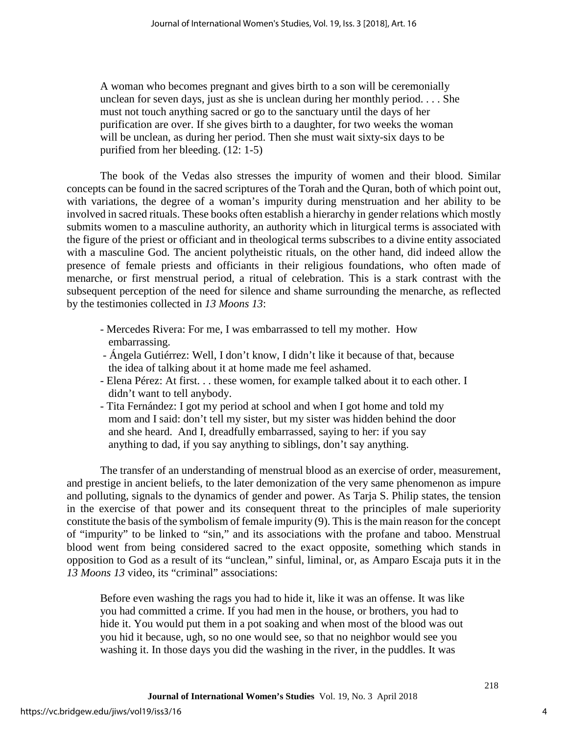> A woman who becomes pregnant and gives birth to a son will be ceremonially unclean for seven days, just as she is unclean during her monthly period. . . . She must not touch anything sacred or go to the sanctuary until the days of her purification are over. If she gives birth to a daughter, for two weeks the woman will be unclean, as during her period. Then she must wait sixty-six days to be purified from her bleeding. (12: 1-5)

The book of the Vedas also stresses the impurity of women and their blood. Similar concepts can be found in the sacred scriptures of the Torah and the Quran, both of which point out, with variations, the degree of a woman's impurity during menstruation and her ability to be involved in sacred rituals. These books often establish a hierarchy in gender relations which mostly submits women to a masculine authority, an authority which in liturgical terms is associated with the figure of the priest or officiant and in theological terms subscribes to a divine entity associated with a masculine God. The ancient polytheistic rituals, on the other hand, did indeed allow the presence of female priests and officiants in their religious foundations, who often made of menarche, or first menstrual period, a ritual of celebration. This is a stark contrast with the subsequent perception of the need for silence and shame surrounding the menarche, as reflected by the testimonies collected in *13 Moons 13*:

> - Mercedes Rivera: For me, I was embarrassed to tell my mother. How embarrassing.
> - Ángela Gutiérrez: Well, I don't know, I didn't like it because of that, because the idea of talking about it at home made me feel ashamed.
> - Elena Pérez: At first. . . these women, for example talked about it to each other. I didn't want to tell anybody.
> - Tita Fernández: I got my period at school and when I got home and told my mom and I said: don't tell my sister, but my sister was hidden behind the door and she heard. And I, dreadfully embarrassed, saying to her: if you say anything to dad, if you say anything to siblings, don't say anything.

The transfer of an understanding of menstrual blood as an exercise of order, measurement, and prestige in ancient beliefs, to the later demonization of the very same phenomenon as impure and polluting, signals to the dynamics of gender and power. As Tarja S. Philip states, the tension in the exercise of that power and its consequent threat to the principles of male superiority constitute the basis of the symbolism of female impurity (9). This is the main reason for the concept of "impurity" to be linked to "sin," and its associations with the profane and taboo. Menstrual blood went from being considered sacred to the exact opposite, something which stands in opposition to God as a result of its "unclean," sinful, liminal, or, as Amparo Escaja puts it in the *13 Moons 13* video, its "criminal" associations:

> Before even washing the rags you had to hide it, like it was an offense. It was like you had committed a crime. If you had men in the house, or brothers, you had to hide it. You would put them in a pot soaking and when most of the blood was out you hid it because, ugh, so no one would see, so that no neighbor would see you washing it. In those days you did the washing in the river, in the puddles. It was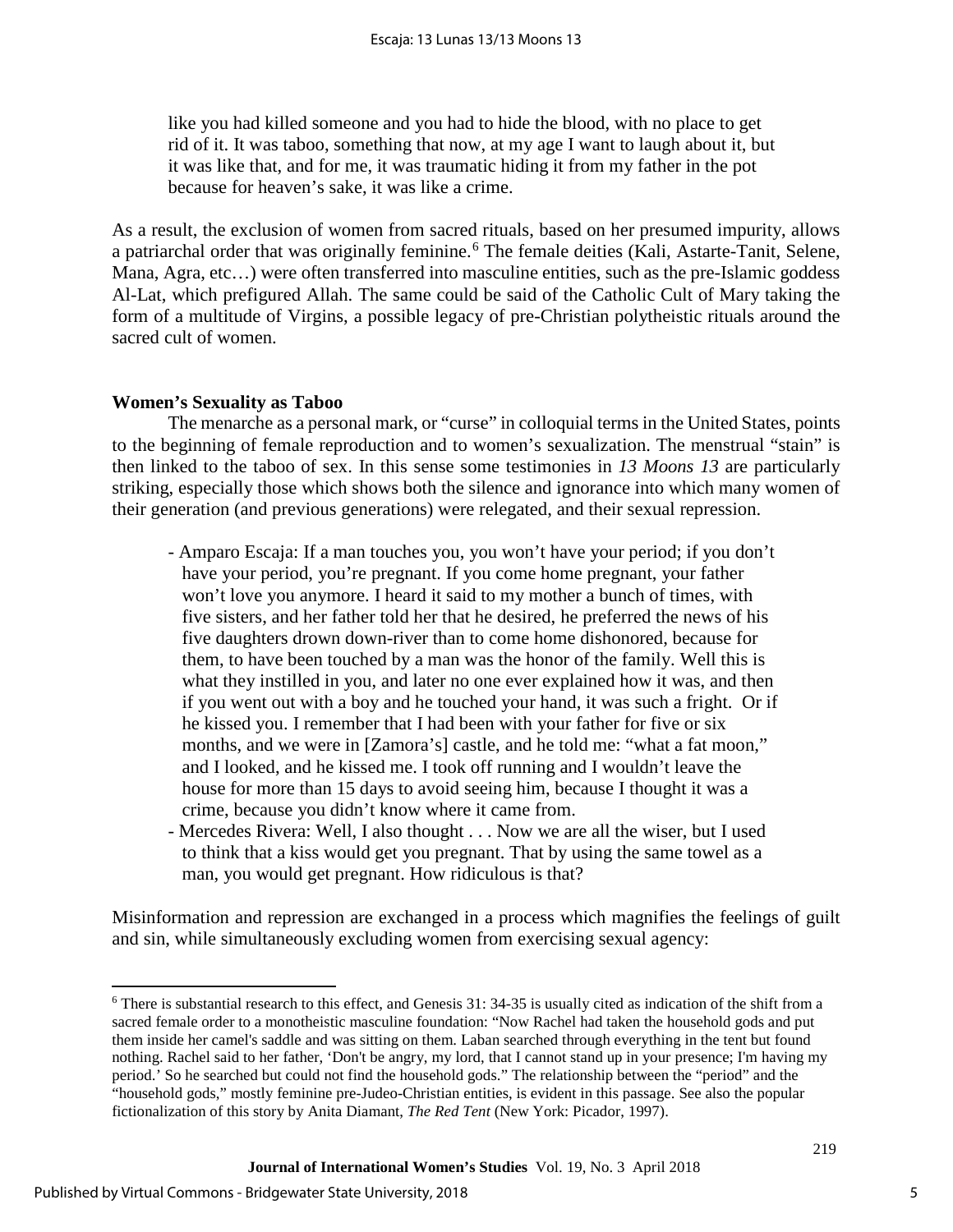> like you had killed someone and you had to hide the blood, with no place to get rid of it. It was taboo, something that now, at my age I want to laugh about it, but it was like that, and for me, it was traumatic hiding it from my father in the pot because for heaven's sake, it was like a crime.

As a result, the exclusion of women from sacred rituals, based on her presumed impurity, allows a patriarchal order that was originally feminine.[6] The female deities (Kali, Astarte-Tanit, Selene, Mana, Agra, etc…) were often transferred into masculine entities, such as the pre-Islamic goddess Al-Lat, which prefigured Allah. The same could be said of the Catholic Cult of Mary taking the form of a multitude of Virgins, a possible legacy of pre-Christian polytheistic rituals around the sacred cult of women.

**Women's Sexuality as Taboo**

The menarche as a personal mark, or "curse" in colloquial terms in the United States, points to the beginning of female reproduction and to women's sexualization. The menstrual "stain" is then linked to the taboo of sex. In this sense some testimonies in *13 Moons 13* are particularly striking, especially those which shows both the silence and ignorance into which many women of their generation (and previous generations) were relegated, and their sexual repression.

> - Amparo Escaja: If a man touches you, you won't have your period; if you don't have your period, you're pregnant. If you come home pregnant, your father won't love you anymore. I heard it said to my mother a bunch of times, with five sisters, and her father told her that he desired, he preferred the news of his five daughters drown down-river than to come home dishonored, because for them, to have been touched by a man was the honor of the family. Well this is what they instilled in you, and later no one ever explained how it was, and then if you went out with a boy and he touched your hand, it was such a fright. Or if he kissed you. I remember that I had been with your father for five or six months, and we were in [Zamora's] castle, and he told me: "what a fat moon," and I looked, and he kissed me. I took off running and I wouldn't leave the house for more than 15 days to avoid seeing him, because I thought it was a crime, because you didn't know where it came from.
> - Mercedes Rivera: Well, I also thought . . . Now we are all the wiser, but I used to think that a kiss would get you pregnant. That by using the same towel as a man, you would get pregnant. How ridiculous is that?

Misinformation and repression are exchanged in a process which magnifies the feelings of guilt and sin, while simultaneously excluding women from exercising sexual agency:

[6] There is substantial research to this effect, and Genesis 31: 34-35 is usually cited as indication of the shift from a sacred female order to a monotheistic masculine foundation: "Now Rachel had taken the household gods and put them inside her camel's saddle and was sitting on them. Laban searched through everything in the tent but found nothing. Rachel said to her father, 'Don't be angry, my lord, that I cannot stand up in your presence; I'm having my period.' So he searched but could not find the household gods." The relationship between the "period" and the "household gods," mostly feminine pre-Judeo-Christian entities, is evident in this passage. See also the popular fictionalization of this story by Anita Diamant, *The Red Tent* (New York: Picador, 1997).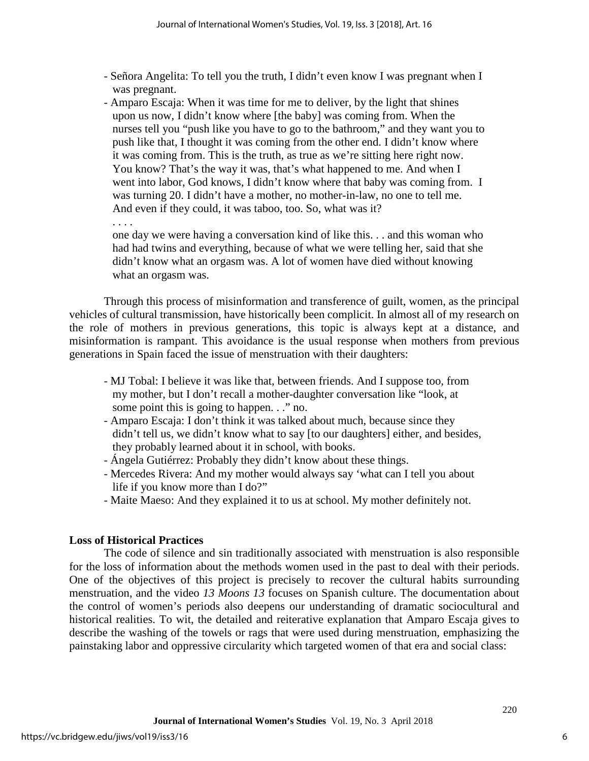- Señora Angelita: To tell you the truth, I didn't even know I was pregnant when I was pregnant.
- Amparo Escaja: When it was time for me to deliver, by the light that shines upon us now, I didn't know where [the baby] was coming from. When the nurses tell you "push like you have to go to the bathroom," and they want you to push like that, I thought it was coming from the other end. I didn't know where it was coming from. This is the truth, as true as we're sitting here right now. You know? That's the way it was, that's what happened to me. And when I went into labor, God knows, I didn't know where that baby was coming from. I was turning 20. I didn't have a mother, no mother-in-law, no one to tell me. And even if they could, it was taboo, too. So, what was it?

  . . . .

  one day we were having a conversation kind of like this. . . and this woman who had had twins and everything, because of what we were telling her, said that she didn't know what an orgasm was. A lot of women have died without knowing what an orgasm was.

Through this process of misinformation and transference of guilt, women, as the principal vehicles of cultural transmission, have historically been complicit. In almost all of my research on the role of mothers in previous generations, this topic is always kept at a distance, and misinformation is rampant. This avoidance is the usual response when mothers from previous generations in Spain faced the issue of menstruation with their daughters:

- MJ Tobal: I believe it was like that, between friends. And I suppose too, from my mother, but I don't recall a mother-daughter conversation like "look, at some point this is going to happen. . ." no.
- Amparo Escaja: I don't think it was talked about much, because since they didn't tell us, we didn't know what to say [to our daughters] either, and besides, they probably learned about it in school, with books.
- Ángela Gutiérrez: Probably they didn't know about these things.
- Mercedes Rivera: And my mother would always say 'what can I tell you about life if you know more than I do?"
- Maite Maeso: And they explained it to us at school. My mother definitely not.

## Loss of Historical Practices

The code of silence and sin traditionally associated with menstruation is also responsible for the loss of information about the methods women used in the past to deal with their periods. One of the objectives of this project is precisely to recover the cultural habits surrounding menstruation, and the video *13 Moons 13* focuses on Spanish culture. The documentation about the control of women's periods also deepens our understanding of dramatic sociocultural and historical realities. To wit, the detailed and reiterative explanation that Amparo Escaja gives to describe the washing of the towels or rags that were used during menstruation, emphasizing the painstaking labor and oppressive circularity which targeted women of that era and social class: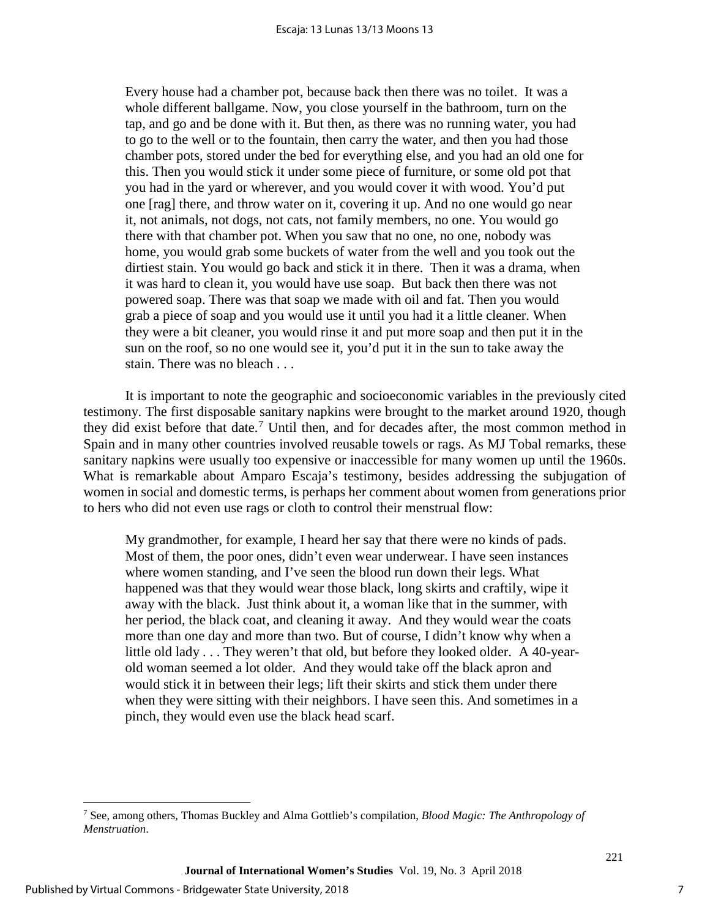> Every house had a chamber pot, because back then there was no toilet. It was a whole different ballgame. Now, you close yourself in the bathroom, turn on the tap, and go and be done with it. But then, as there was no running water, you had to go to the well or to the fountain, then carry the water, and then you had those chamber pots, stored under the bed for everything else, and you had an old one for this. Then you would stick it under some piece of furniture, or some old pot that you had in the yard or wherever, and you would cover it with wood. You'd put one [rag] there, and throw water on it, covering it up. And no one would go near it, not animals, not dogs, not cats, not family members, no one. You would go there with that chamber pot. When you saw that no one, no one, nobody was home, you would grab some buckets of water from the well and you took out the dirtiest stain. You would go back and stick it in there. Then it was a drama, when it was hard to clean it, you would have use soap. But back then there was not powered soap. There was that soap we made with oil and fat. Then you would grab a piece of soap and you would use it until you had it a little cleaner. When they were a bit cleaner, you would rinse it and put more soap and then put it in the sun on the roof, so no one would see it, you'd put it in the sun to take away the stain. There was no bleach . . .

It is important to note the geographic and socioeconomic variables in the previously cited testimony. The first disposable sanitary napkins were brought to the market around 1920, though they did exist before that date.[7] Until then, and for decades after, the most common method in Spain and in many other countries involved reusable towels or rags. As MJ Tobal remarks, these sanitary napkins were usually too expensive or inaccessible for many women up until the 1960s. What is remarkable about Amparo Escaja's testimony, besides addressing the subjugation of women in social and domestic terms, is perhaps her comment about women from generations prior to hers who did not even use rags or cloth to control their menstrual flow:

> My grandmother, for example, I heard her say that there were no kinds of pads. Most of them, the poor ones, didn't even wear underwear. I have seen instances where women standing, and I've seen the blood run down their legs. What happened was that they would wear those black, long skirts and craftily, wipe it away with the black. Just think about it, a woman like that in the summer, with her period, the black coat, and cleaning it away. And they would wear the coats more than one day and more than two. But of course, I didn't know why when a little old lady . . . They weren't that old, but before they looked older. A 40-year-old woman seemed a lot older. And they would take off the black apron and would stick it in between their legs; lift their skirts and stick them under there when they were sitting with their neighbors. I have seen this. And sometimes in a pinch, they would even use the black head scarf.

---

[7] See, among others, Thomas Buckley and Alma Gottlieb's compilation, *Blood Magic: The Anthropology of Menstruation*.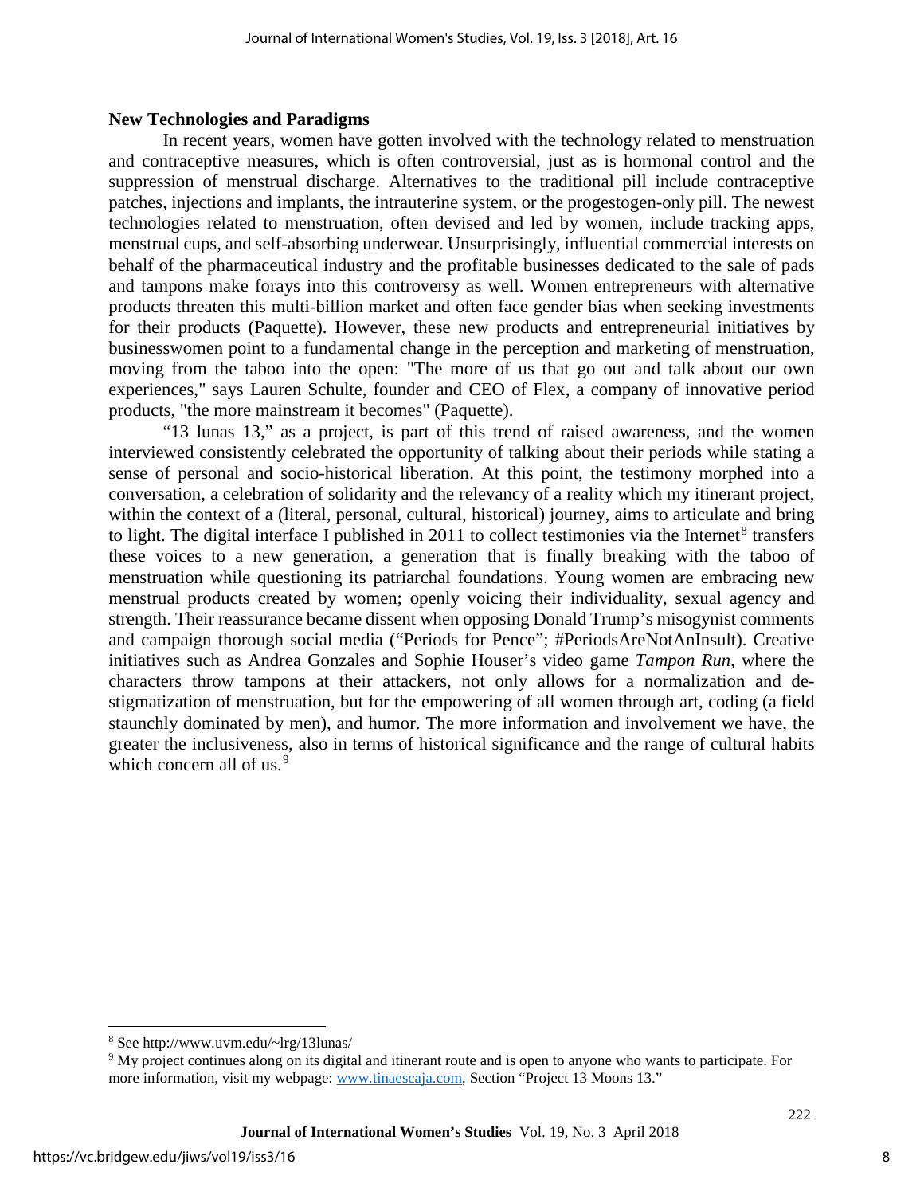### New Technologies and Paradigms

In recent years, women have gotten involved with the technology related to menstruation and contraceptive measures, which is often controversial, just as is hormonal control and the suppression of menstrual discharge. Alternatives to the traditional pill include contraceptive patches, injections and implants, the intrauterine system, or the progestogen-only pill. The newest technologies related to menstruation, often devised and led by women, include tracking apps, menstrual cups, and self-absorbing underwear. Unsurprisingly, influential commercial interests on behalf of the pharmaceutical industry and the profitable businesses dedicated to the sale of pads and tampons make forays into this controversy as well. Women entrepreneurs with alternative products threaten this multi-billion market and often face gender bias when seeking investments for their products (Paquette). However, these new products and entrepreneurial initiatives by businesswomen point to a fundamental change in the perception and marketing of menstruation, moving from the taboo into the open: "The more of us that go out and talk about our own experiences," says Lauren Schulte, founder and CEO of Flex, a company of innovative period products, "the more mainstream it becomes" (Paquette).

"13 lunas 13," as a project, is part of this trend of raised awareness, and the women interviewed consistently celebrated the opportunity of talking about their periods while stating a sense of personal and socio-historical liberation. At this point, the testimony morphed into a conversation, a celebration of solidarity and the relevancy of a reality which my itinerant project, within the context of a (literal, personal, cultural, historical) journey, aims to articulate and bring to light. The digital interface I published in 2011 to collect testimonies via the Internet[8] transfers these voices to a new generation, a generation that is finally breaking with the taboo of menstruation while questioning its patriarchal foundations. Young women are embracing new menstrual products created by women; openly voicing their individuality, sexual agency and strength. Their reassurance became dissent when opposing Donald Trump's misogynist comments and campaign thorough social media ("Periods for Pence"; #PeriodsAreNotAnInsult). Creative initiatives such as Andrea Gonzales and Sophie Houser's video game *Tampon Run*, where the characters throw tampons at their attackers, not only allows for a normalization and de-stigmatization of menstruation, but for the empowering of all women through art, coding (a field staunchly dominated by men), and humor. The more information and involvement we have, the greater the inclusiveness, also in terms of historical significance and the range of cultural habits which concern all of us.[9]

---

[8] See http://www.uvm.edu/~lrg/13lunas/

[9] My project continues along on its digital and itinerant route and is open to anyone who wants to participate. For more information, visit my webpage: www.tinaescaja.com, Section "Project 13 Moons 13."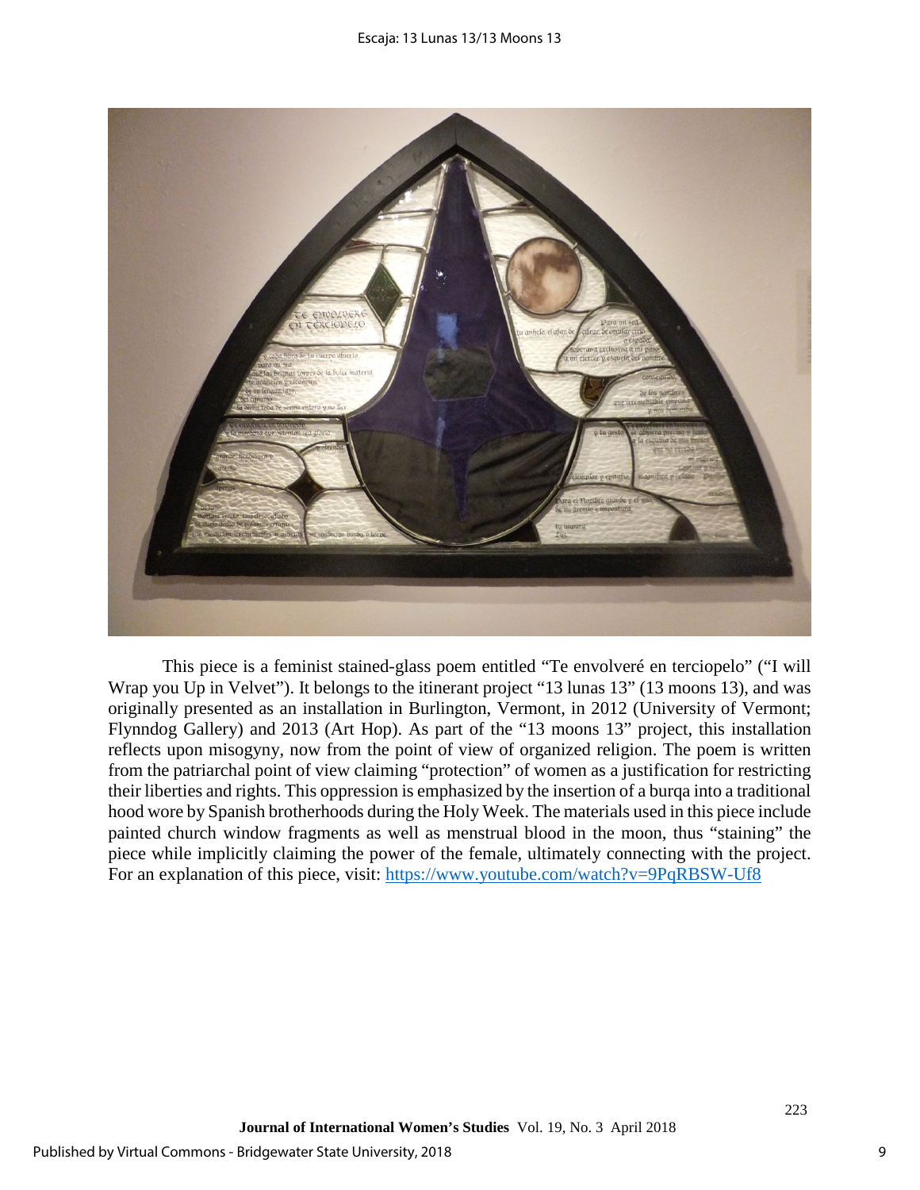This piece is a feminist stained-glass poem entitled "Te envolveré en terciopelo" ("I will Wrap you Up in Velvet"). It belongs to the itinerant project "13 lunas 13" (13 moons 13), and was originally presented as an installation in Burlington, Vermont, in 2012 (University of Vermont; Flynndog Gallery) and 2013 (Art Hop). As part of the "13 moons 13" project, this installation reflects upon misogyny, now from the point of view of organized religion. The poem is written from the patriarchal point of view claiming "protection" of women as a justification for restricting their liberties and rights. This oppression is emphasized by the insertion of a burqa into a traditional hood wore by Spanish brotherhoods during the Holy Week. The materials used in this piece include painted church window fragments as well as menstrual blood in the moon, thus "staining" the piece while implicitly claiming the power of the female, ultimately connecting with the project. For an explanation of this piece, visit: https://www.youtube.com/watch?v=9PqRBSW-Uf8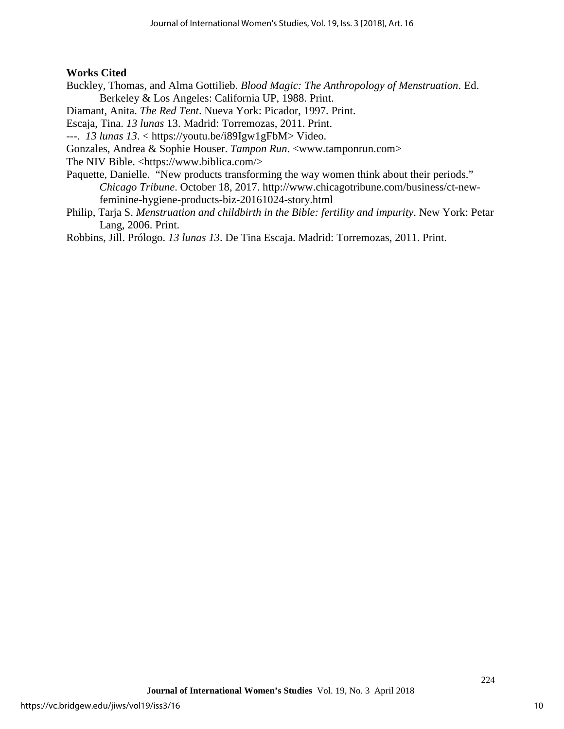**Works Cited**

Buckley, Thomas, and Alma Gottilieb. *Blood Magic: The Anthropology of Menstruation*. Ed. Berkeley & Los Angeles: California UP, 1988. Print.

Diamant, Anita. *The Red Tent*. Nueva York: Picador, 1997. Print.

Escaja, Tina. *13 lunas* 13. Madrid: Torremozas, 2011. Print.

---. *13 lunas 13*. < https://youtu.be/i89Igw1gFbM> Video.

Gonzales, Andrea & Sophie Houser. *Tampon Run*. <www.tamponrun.com>

The NIV Bible. <https://www.biblica.com/>

Paquette, Danielle. "New products transforming the way women think about their periods." *Chicago Tribune*. October 18, 2017. http://www.chicagotribune.com/business/ct-new-feminine-hygiene-products-biz-20161024-story.html

Philip, Tarja S. *Menstruation and childbirth in the Bible: fertility and impurity*. New York: Petar Lang, 2006. Print.

Robbins, Jill. Prólogo. *13 lunas 13*. De Tina Escaja. Madrid: Torremozas, 2011. Print.